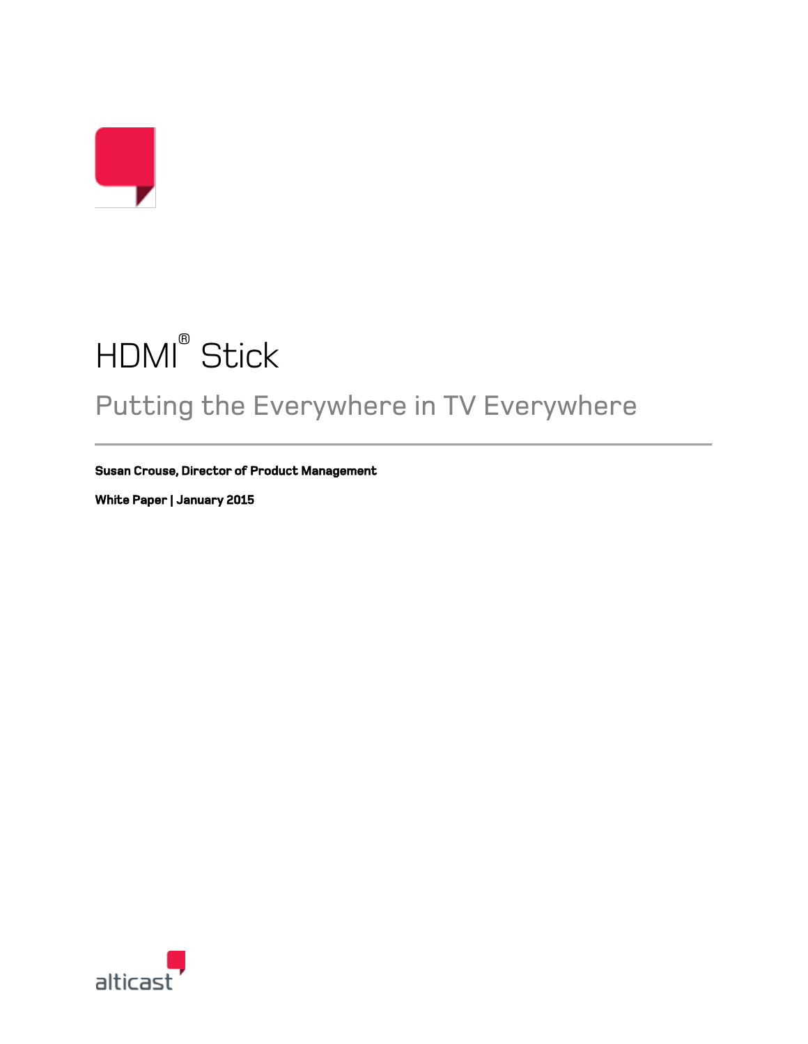# HDMI® Stick

## Putting the Everywhere in TV Everywhere

---

**Susan Crouse, Director of Product Management**

**White Paper | January 2015**

alticast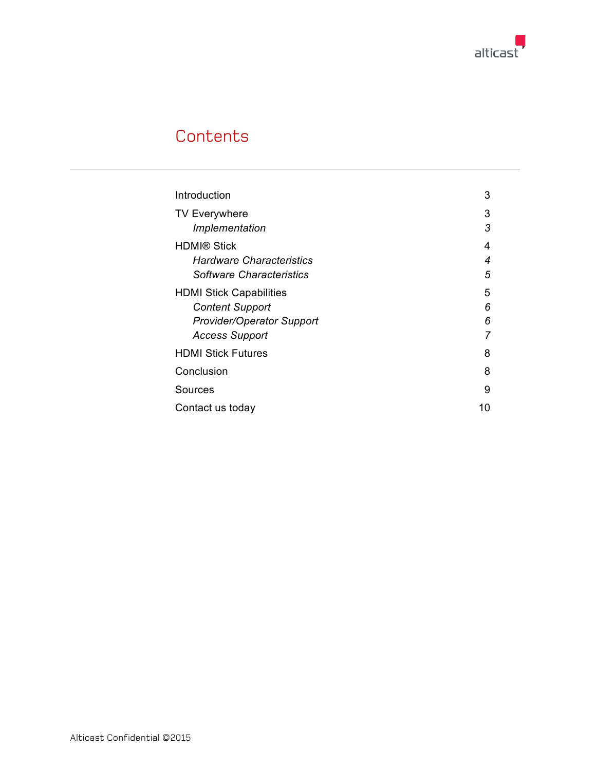# Contents

| | |
|---|---|
| Introduction | 3 |
| TV Everywhere | 3 |
| *Implementation* | *3* |
| HDMI® Stick | 4 |
| *Hardware Characteristics* | *4* |
| *Software Characteristics* | *5* |
| HDMI Stick Capabilities | 5 |
| *Content Support* | *6* |
| *Provider/Operator Support* | *6* |
| *Access Support* | *7* |
| HDMI Stick Futures | 8 |
| Conclusion | 8 |
| Sources | 9 |
| Contact us today | 10 |

Alticast Confidential ©2015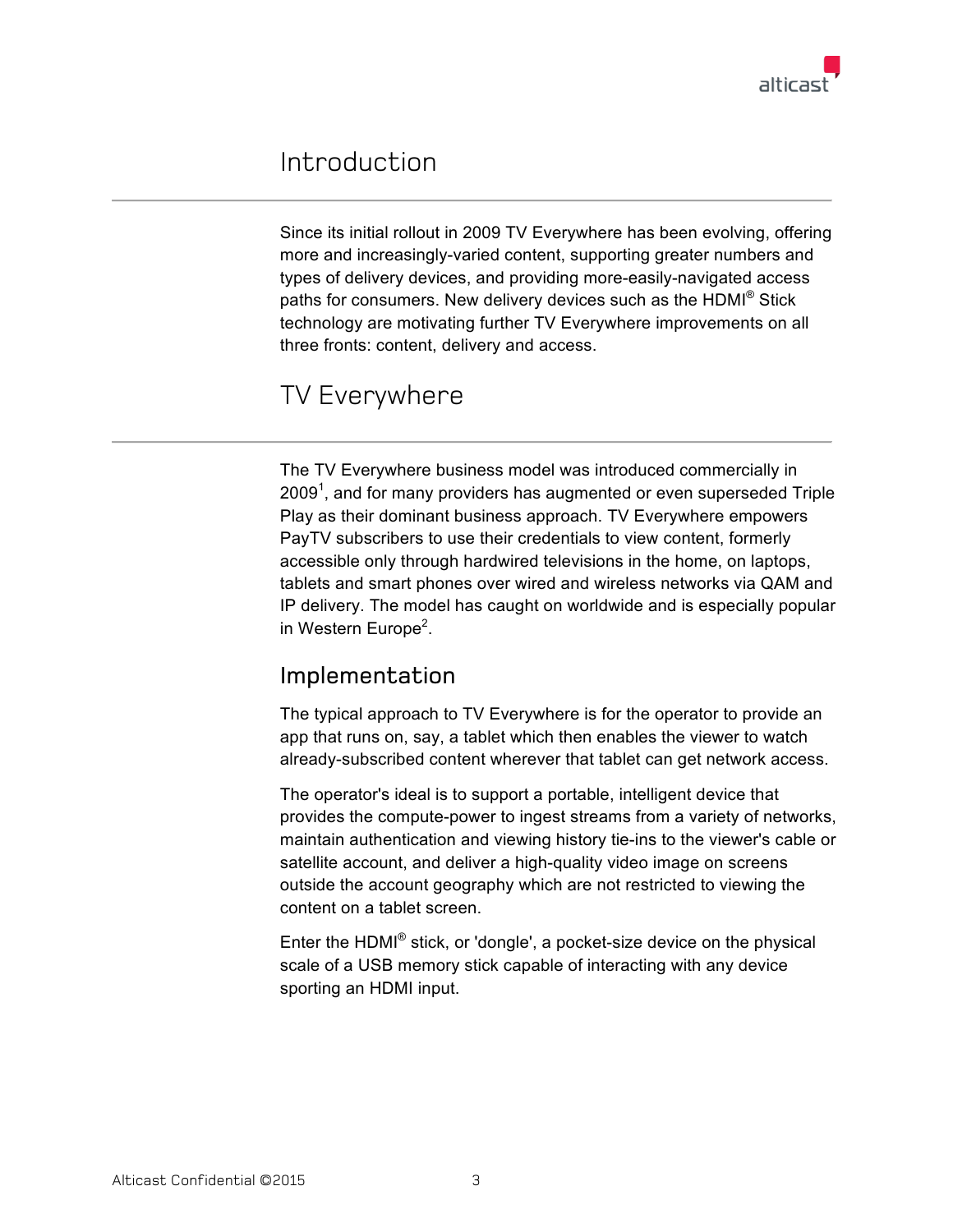# Introduction

Since its initial rollout in 2009 TV Everywhere has been evolving, offering more and increasingly-varied content, supporting greater numbers and types of delivery devices, and providing more-easily-navigated access paths for consumers. New delivery devices such as the HDMI® Stick technology are motivating further TV Everywhere improvements on all three fronts: content, delivery and access.

# TV Everywhere

The TV Everywhere business model was introduced commercially in 2009[1], and for many providers has augmented or even superseded Triple Play as their dominant business approach. TV Everywhere empowers PayTV subscribers to use their credentials to view content, formerly accessible only through hardwired televisions in the home, on laptops, tablets and smart phones over wired and wireless networks via QAM and IP delivery. The model has caught on worldwide and is especially popular in Western Europe[2].

## Implementation

The typical approach to TV Everywhere is for the operator to provide an app that runs on, say, a tablet which then enables the viewer to watch already-subscribed content wherever that tablet can get network access.

The operator's ideal is to support a portable, intelligent device that provides the compute-power to ingest streams from a variety of networks, maintain authentication and viewing history tie-ins to the viewer's cable or satellite account, and deliver a high-quality video image on screens outside the account geography which are not restricted to viewing the content on a tablet screen.

Enter the HDMI® stick, or 'dongle', a pocket-size device on the physical scale of a USB memory stick capable of interacting with any device sporting an HDMI input.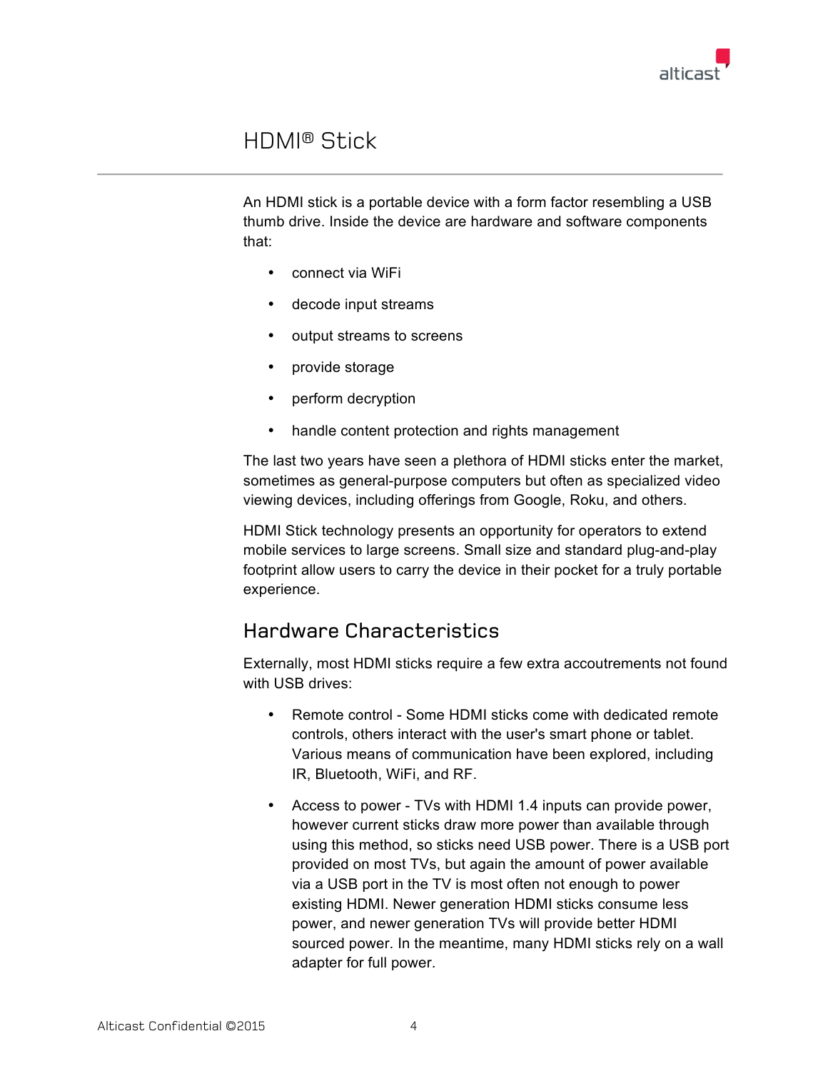# HDMI® Stick

An HDMI stick is a portable device with a form factor resembling a USB thumb drive. Inside the device are hardware and software components that:

- connect via WiFi
- decode input streams
- output streams to screens
- provide storage
- perform decryption
- handle content protection and rights management

The last two years have seen a plethora of HDMI sticks enter the market, sometimes as general-purpose computers but often as specialized video viewing devices, including offerings from Google, Roku, and others.

HDMI Stick technology presents an opportunity for operators to extend mobile services to large screens. Small size and standard plug-and-play footprint allow users to carry the device in their pocket for a truly portable experience.

## Hardware Characteristics

Externally, most HDMI sticks require a few extra accoutrements not found with USB drives:

- Remote control - Some HDMI sticks come with dedicated remote controls, others interact with the user's smart phone or tablet. Various means of communication have been explored, including IR, Bluetooth, WiFi, and RF.
- Access to power - TVs with HDMI 1.4 inputs can provide power, however current sticks draw more power than available through using this method, so sticks need USB power. There is a USB port provided on most TVs, but again the amount of power available via a USB port in the TV is most often not enough to power existing HDMI. Newer generation HDMI sticks consume less power, and newer generation TVs will provide better HDMI sourced power. In the meantime, many HDMI sticks rely on a wall adapter for full power.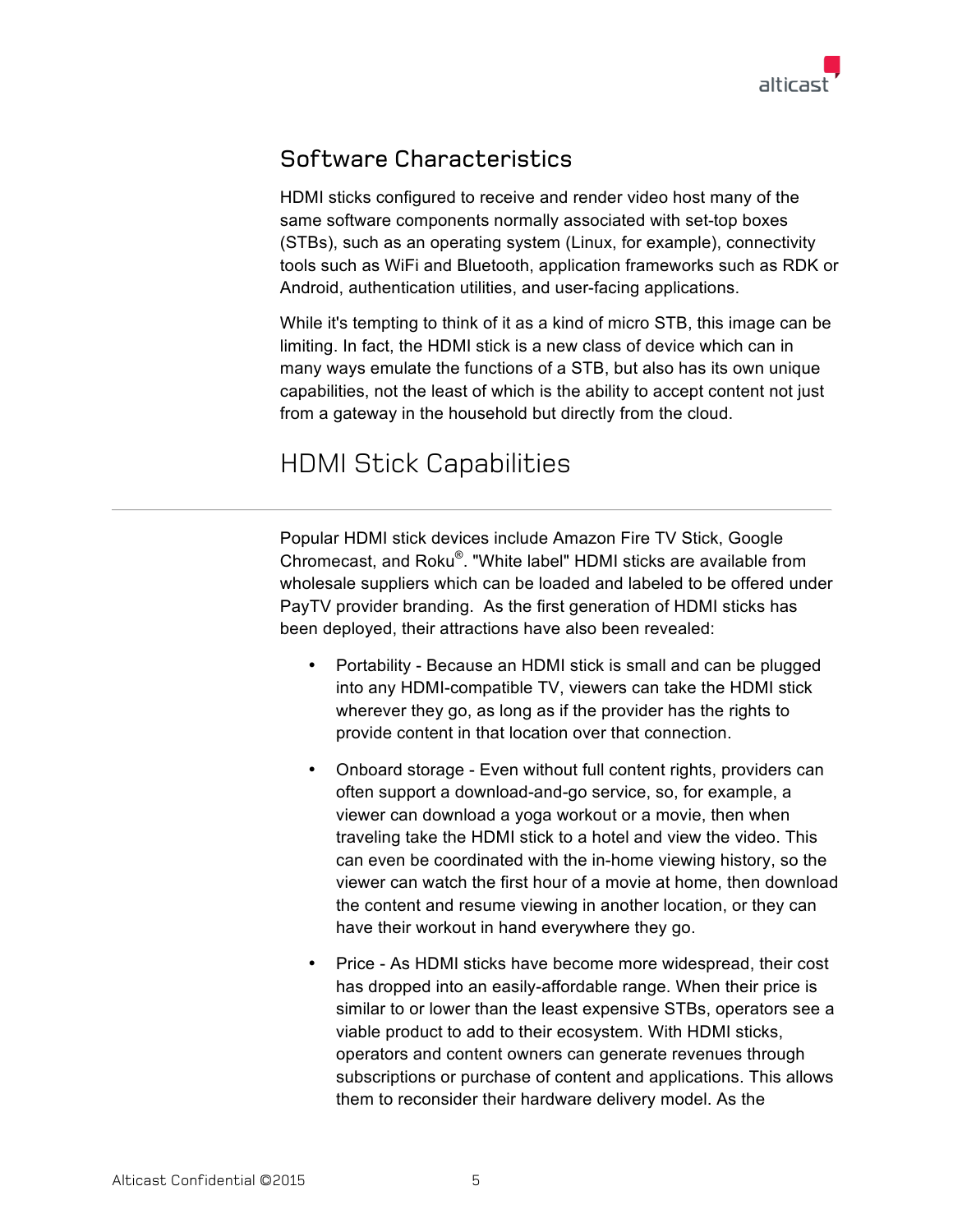## Software Characteristics

HDMI sticks configured to receive and render video host many of the same software components normally associated with set-top boxes (STBs), such as an operating system (Linux, for example), connectivity tools such as WiFi and Bluetooth, application frameworks such as RDK or Android, authentication utilities, and user-facing applications.

While it's tempting to think of it as a kind of micro STB, this image can be limiting. In fact, the HDMI stick is a new class of device which can in many ways emulate the functions of a STB, but also has its own unique capabilities, not the least of which is the ability to accept content not just from a gateway in the household but directly from the cloud.

# HDMI Stick Capabilities

Popular HDMI stick devices include Amazon Fire TV Stick, Google Chromecast, and Roku®. "White label" HDMI sticks are available from wholesale suppliers which can be loaded and labeled to be offered under PayTV provider branding. As the first generation of HDMI sticks has been deployed, their attractions have also been revealed:

- Portability - Because an HDMI stick is small and can be plugged into any HDMI-compatible TV, viewers can take the HDMI stick wherever they go, as long as if the provider has the rights to provide content in that location over that connection.
- Onboard storage - Even without full content rights, providers can often support a download-and-go service, so, for example, a viewer can download a yoga workout or a movie, then when traveling take the HDMI stick to a hotel and view the video. This can even be coordinated with the in-home viewing history, so the viewer can watch the first hour of a movie at home, then download the content and resume viewing in another location, or they can have their workout in hand everywhere they go.
- Price - As HDMI sticks have become more widespread, their cost has dropped into an easily-affordable range. When their price is similar to or lower than the least expensive STBs, operators see a viable product to add to their ecosystem. With HDMI sticks, operators and content owners can generate revenues through subscriptions or purchase of content and applications. This allows them to reconsider their hardware delivery model. As the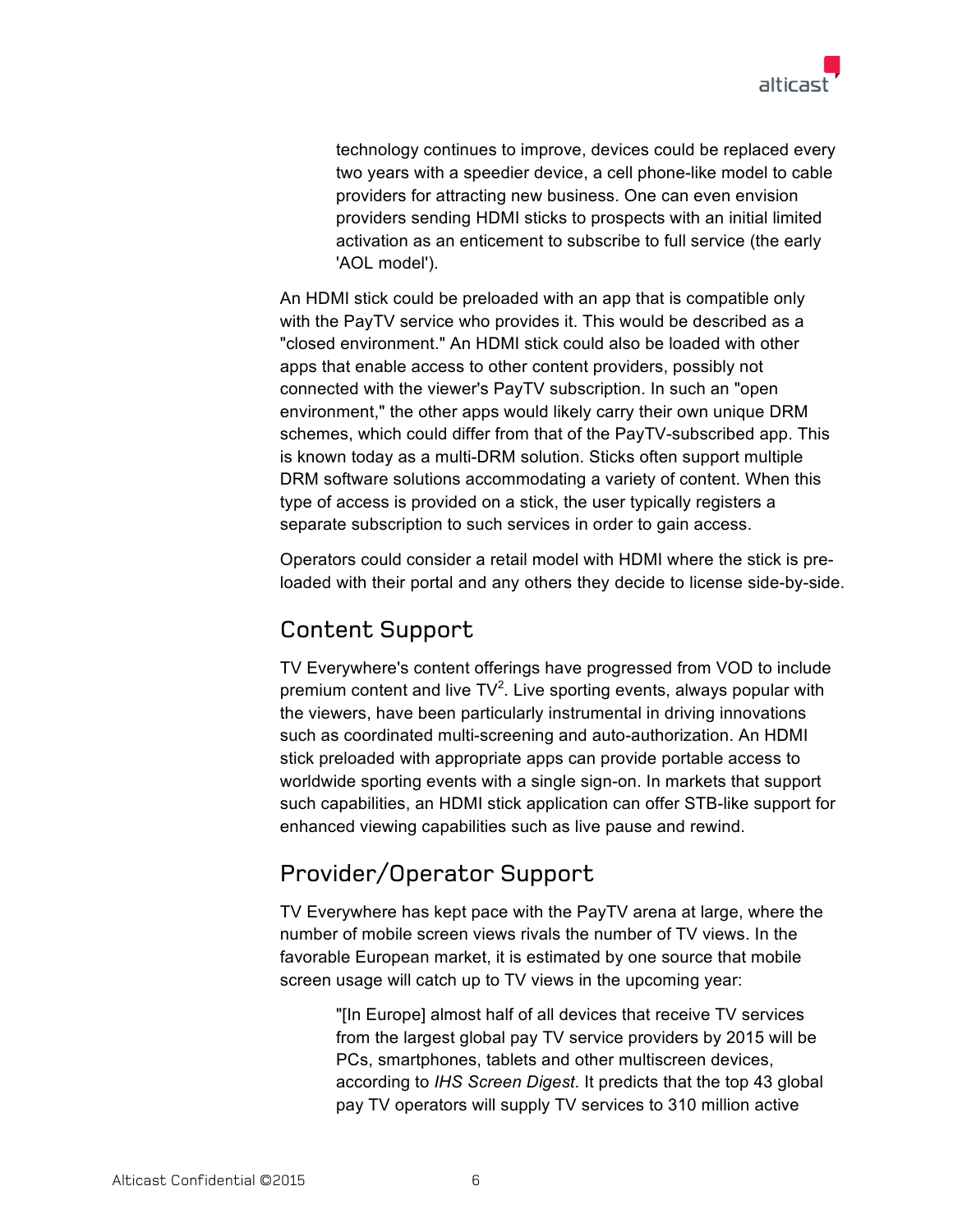> technology continues to improve, devices could be replaced every two years with a speedier device, a cell phone-like model to cable providers for attracting new business. One can even envision providers sending HDMI sticks to prospects with an initial limited activation as an enticement to subscribe to full service (the early 'AOL model').

An HDMI stick could be preloaded with an app that is compatible only with the PayTV service who provides it. This would be described as a "closed environment." An HDMI stick could also be loaded with other apps that enable access to other content providers, possibly not connected with the viewer's PayTV subscription. In such an "open environment," the other apps would likely carry their own unique DRM schemes, which could differ from that of the PayTV-subscribed app. This is known today as a multi-DRM solution. Sticks often support multiple DRM software solutions accommodating a variety of content. When this type of access is provided on a stick, the user typically registers a separate subscription to such services in order to gain access.

Operators could consider a retail model with HDMI where the stick is pre-loaded with their portal and any others they decide to license side-by-side.

## Content Support

TV Everywhere's content offerings have progressed from VOD to include premium content and live TV[2]. Live sporting events, always popular with the viewers, have been particularly instrumental in driving innovations such as coordinated multi-screening and auto-authorization. An HDMI stick preloaded with appropriate apps can provide portable access to worldwide sporting events with a single sign-on. In markets that support such capabilities, an HDMI stick application can offer STB-like support for enhanced viewing capabilities such as live pause and rewind.

## Provider/Operator Support

TV Everywhere has kept pace with the PayTV arena at large, where the number of mobile screen views rivals the number of TV views. In the favorable European market, it is estimated by one source that mobile screen usage will catch up to TV views in the upcoming year:

> "[In Europe] almost half of all devices that receive TV services from the largest global pay TV service providers by 2015 will be PCs, smartphones, tablets and other multiscreen devices, according to *IHS Screen Digest*. It predicts that the top 43 global pay TV operators will supply TV services to 310 million active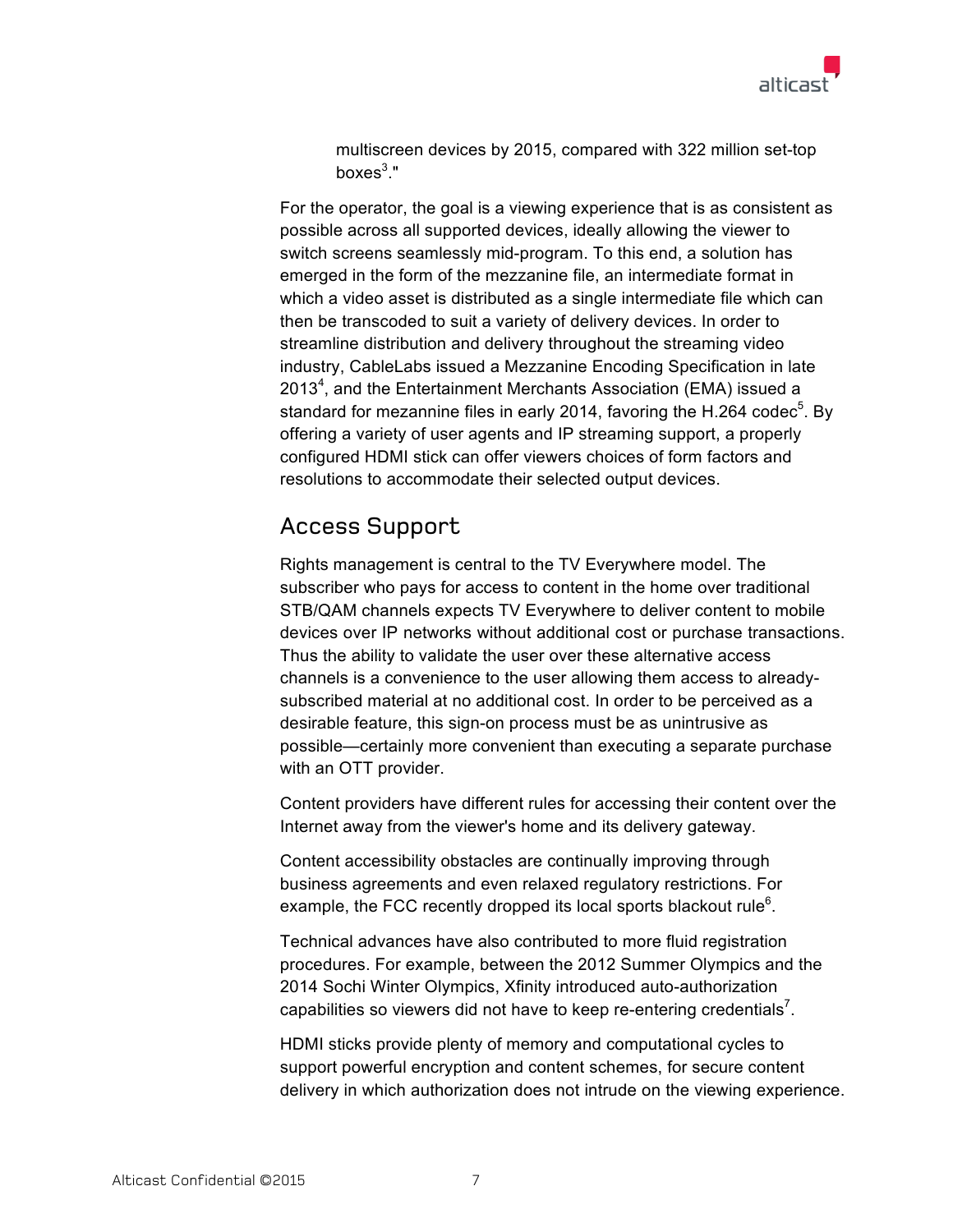> multiscreen devices by 2015, compared with 322 million set-top boxes[3]."

For the operator, the goal is a viewing experience that is as consistent as possible across all supported devices, ideally allowing the viewer to switch screens seamlessly mid-program. To this end, a solution has emerged in the form of the mezzanine file, an intermediate format in which a video asset is distributed as a single intermediate file which can then be transcoded to suit a variety of delivery devices. In order to streamline distribution and delivery throughout the streaming video industry, CableLabs issued a Mezzanine Encoding Specification in late 2013[4], and the Entertainment Merchants Association (EMA) issued a standard for mezzanine files in early 2014, favoring the H.264 codec[5]. By offering a variety of user agents and IP streaming support, a properly configured HDMI stick can offer viewers choices of form factors and resolutions to accommodate their selected output devices.

## Access Support

Rights management is central to the TV Everywhere model. The subscriber who pays for access to content in the home over traditional STB/QAM channels expects TV Everywhere to deliver content to mobile devices over IP networks without additional cost or purchase transactions. Thus the ability to validate the user over these alternative access channels is a convenience to the user allowing them access to already-subscribed material at no additional cost. In order to be perceived as a desirable feature, this sign-on process must be as unintrusive as possible—certainly more convenient than executing a separate purchase with an OTT provider.

Content providers have different rules for accessing their content over the Internet away from the viewer's home and its delivery gateway.

Content accessibility obstacles are continually improving through business agreements and even relaxed regulatory restrictions. For example, the FCC recently dropped its local sports blackout rule[6].

Technical advances have also contributed to more fluid registration procedures. For example, between the 2012 Summer Olympics and the 2014 Sochi Winter Olympics, Xfinity introduced auto-authorization capabilities so viewers did not have to keep re-entering credentials[7].

HDMI sticks provide plenty of memory and computational cycles to support powerful encryption and content schemes, for secure content delivery in which authorization does not intrude on the viewing experience.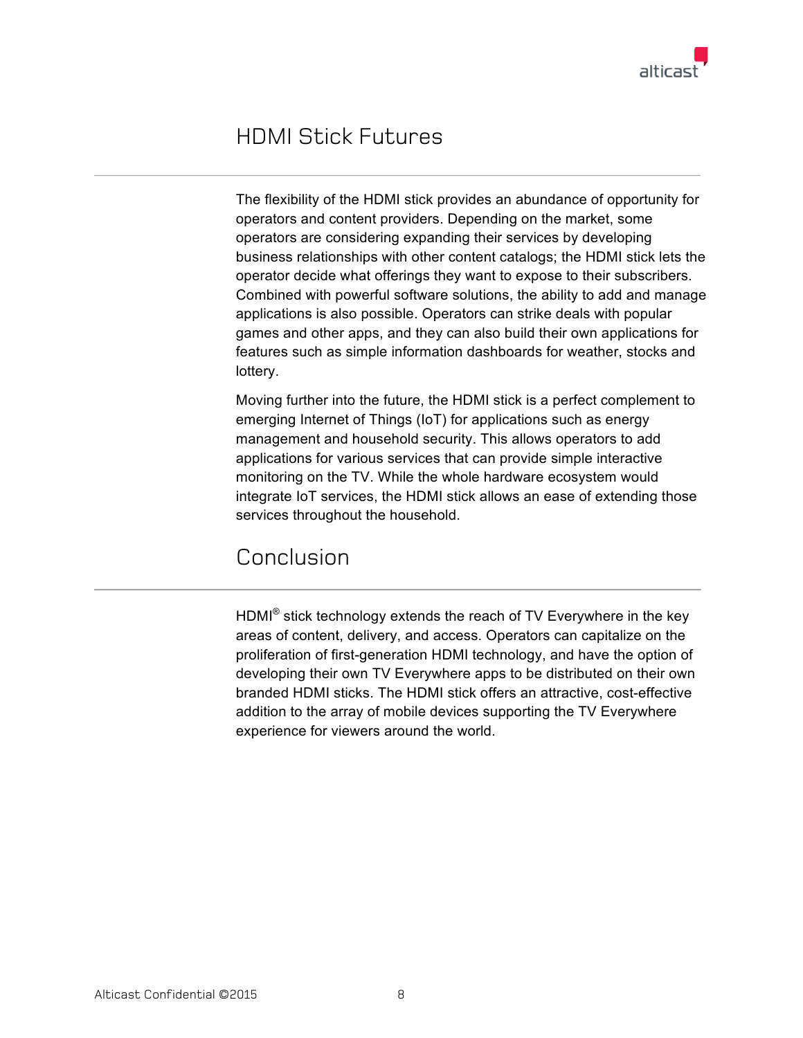## HDMI Stick Futures

The flexibility of the HDMI stick provides an abundance of opportunity for operators and content providers. Depending on the market, some operators are considering expanding their services by developing business relationships with other content catalogs; the HDMI stick lets the operator decide what offerings they want to expose to their subscribers. Combined with powerful software solutions, the ability to add and manage applications is also possible. Operators can strike deals with popular games and other apps, and they can also build their own applications for features such as simple information dashboards for weather, stocks and lottery.

Moving further into the future, the HDMI stick is a perfect complement to emerging Internet of Things (IoT) for applications such as energy management and household security. This allows operators to add applications for various services that can provide simple interactive monitoring on the TV. While the whole hardware ecosystem would integrate IoT services, the HDMI stick allows an ease of extending those services throughout the household.

## Conclusion

HDMI® stick technology extends the reach of TV Everywhere in the key areas of content, delivery, and access. Operators can capitalize on the proliferation of first-generation HDMI technology, and have the option of developing their own TV Everywhere apps to be distributed on their own branded HDMI sticks. The HDMI stick offers an attractive, cost-effective addition to the array of mobile devices supporting the TV Everywhere experience for viewers around the world.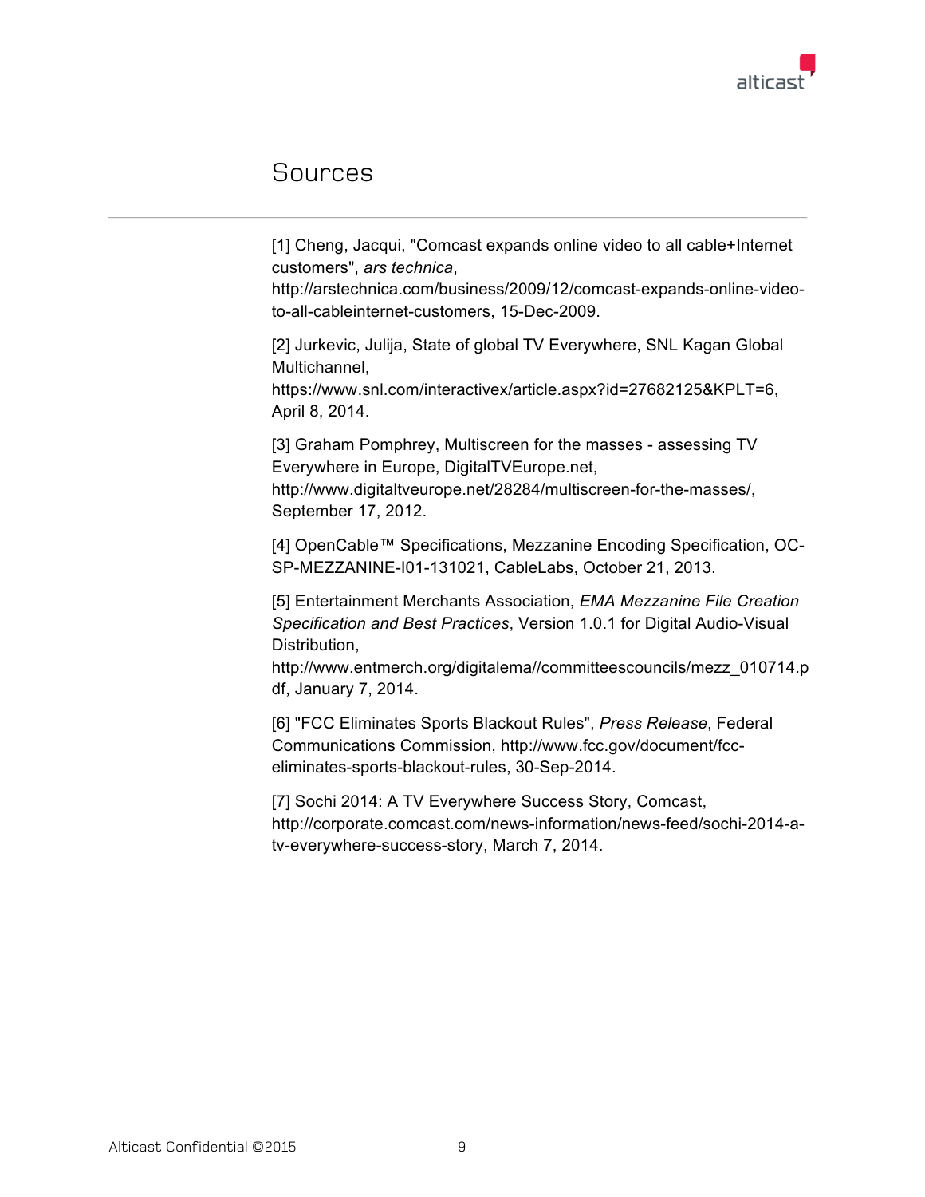# Sources

[1] Cheng, Jacqui, "Comcast expands online video to all cable+Internet customers", *ars technica*, http://arstechnica.com/business/2009/12/comcast-expands-online-video-to-all-cableinternet-customers, 15-Dec-2009.

[2] Jurkevic, Julija, State of global TV Everywhere, SNL Kagan Global Multichannel, https://www.snl.com/interactivex/article.aspx?id=27682125&KPLT=6, April 8, 2014.

[3] Graham Pomphrey, Multiscreen for the masses - assessing TV Everywhere in Europe, DigitalTVEurope.net, http://www.digitaltveurope.net/28284/multiscreen-for-the-masses/, September 17, 2012.

[4] OpenCable™ Specifications, Mezzanine Encoding Specification, OC-SP-MEZZANINE-I01-131021, CableLabs, October 21, 2013.

[5] Entertainment Merchants Association, *EMA Mezzanine File Creation Specification and Best Practices*, Version 1.0.1 for Digital Audio-Visual Distribution, http://www.entmerch.org/digitalema//committeescouncils/mezz_010714.pdf, January 7, 2014.

[6] "FCC Eliminates Sports Blackout Rules", *Press Release*, Federal Communications Commission, http://www.fcc.gov/document/fcc-eliminates-sports-blackout-rules, 30-Sep-2014.

[7] Sochi 2014: A TV Everywhere Success Story, Comcast, http://corporate.comcast.com/news-information/news-feed/sochi-2014-a-tv-everywhere-success-story, March 7, 2014.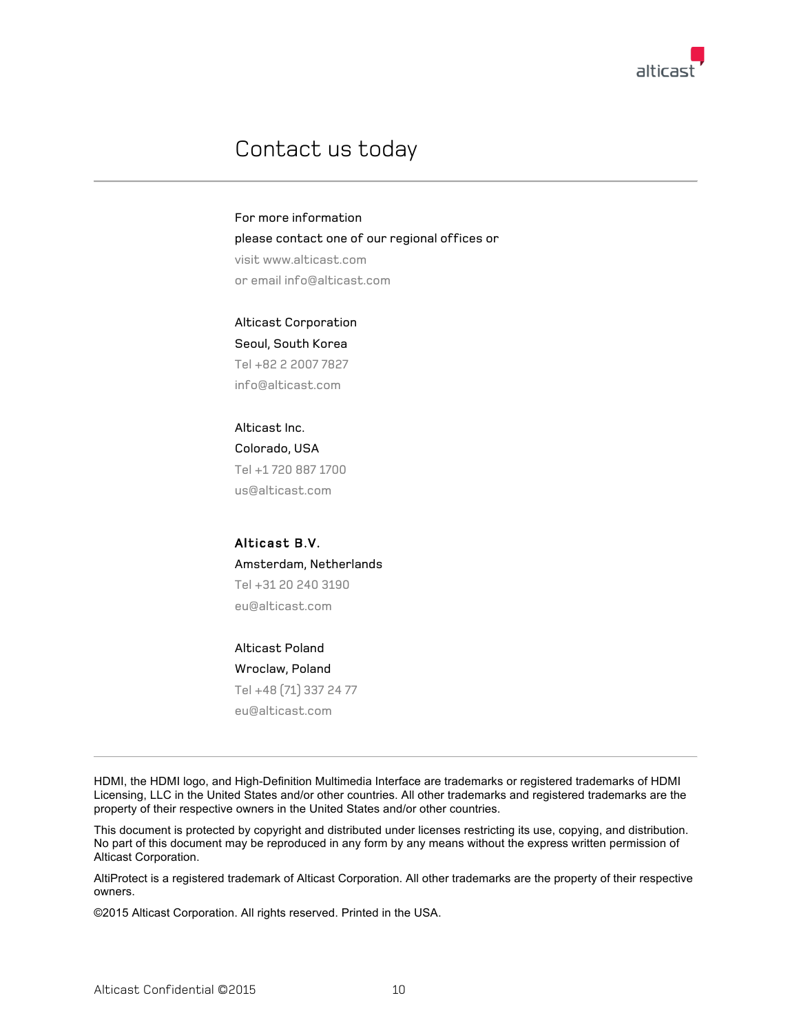# Contact us today

For more information
please contact one of our regional offices or
visit www.alticast.com
or email info@alticast.com

Alticast Corporation
Seoul, South Korea
Tel +82 2 2007 7827
info@alticast.com

Alticast Inc.
Colorado, USA
Tel +1 720 887 1700
us@alticast.com

**Alticast B.V.**
Amsterdam, Netherlands
Tel +31 20 240 3190
eu@alticast.com

Alticast Poland
Wroclaw, Poland
Tel +48 (71) 337 24 77
eu@alticast.com

---

HDMI, the HDMI logo, and High-Definition Multimedia Interface are trademarks or registered trademarks of HDMI Licensing, LLC in the United States and/or other countries. All other trademarks and registered trademarks are the property of their respective owners in the United States and/or other countries.

This document is protected by copyright and distributed under licenses restricting its use, copying, and distribution. No part of this document may be reproduced in any form by any means without the express written permission of Alticast Corporation.

AltiProtect is a registered trademark of Alticast Corporation. All other trademarks are the property of their respective owners.

©2015 Alticast Corporation. All rights reserved. Printed in the USA.